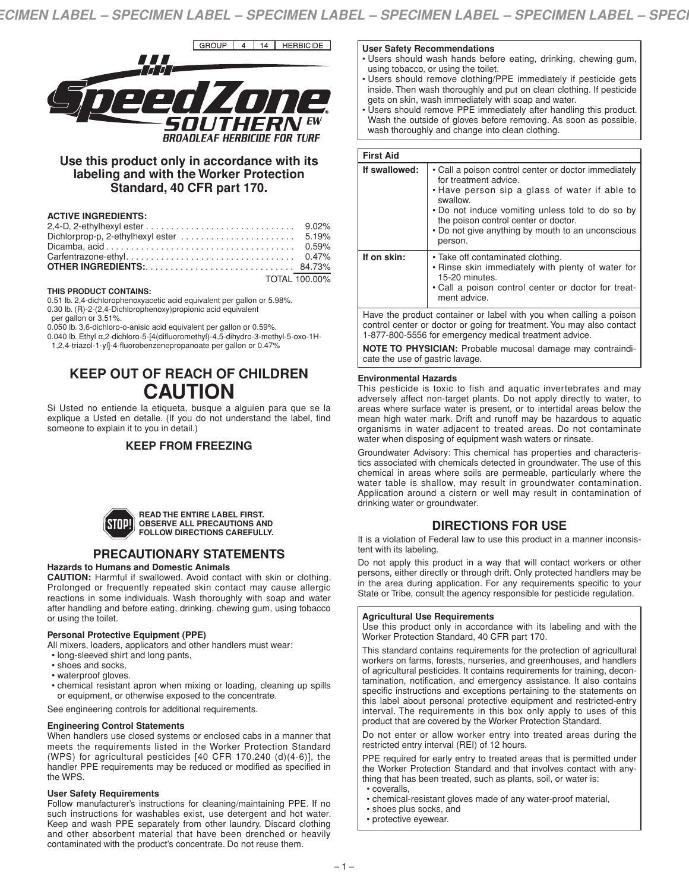GROUP | 4 | 14 | HERBICIDE

# SpeedZone® SOUTHERN EW

## BROADLEAF HERBICIDE FOR TURF

**Use this product only in accordance with its labeling and with the Worker Protection Standard, 40 CFR part 170.**

**ACTIVE INGREDIENTS:**

| | |
|---|---|
| 2,4-D, 2-ethylhexyl ester | 9.02% |
| Dichlorprop-p, 2-ethylhexyl ester | 5.19% |
| Dicamba, acid | 0.59% |
| Carfentrazone-ethyl | 0.47% |
| **OTHER INGREDIENTS:** | 84.73% |
| | TOTAL 100.00% |

**THIS PRODUCT CONTAINS:**

0.51 lb. 2,4-dichlorophenoxyacetic acid equivalent per gallon or 5.98%.
0.30 lb. (R)-2-(2,4-Dichlorophenoxy)propionic acid equivalent per gallon or 3.51%.
0.050 lb. 3,6-dichloro-o-anisic acid equivalent per gallon or 0.59%.
0.040 lb. Ethyl α,2-dichloro-5-[4(difluoromethyl)-4,5-dihydro-3-methyl-5-oxo-1H-1,2,4-triazol-1-yl]-4-fluorobenzenepropanoate per gallon or 0.47%

## KEEP OUT OF REACH OF CHILDREN
# CAUTION

Si Usted no entiende la etiqueta, busque a alguien para que se la explique a Usted en detalle. (If you do not understand the label, find someone to explain it to you in detail.)

## KEEP FROM FREEZING

**STOP! READ THE ENTIRE LABEL FIRST. OBSERVE ALL PRECAUTIONS AND FOLLOW DIRECTIONS CAREFULLY.**

## PRECAUTIONARY STATEMENTS

### Hazards to Humans and Domestic Animals

**CAUTION:** Harmful if swallowed. Avoid contact with skin or clothing. Prolonged or frequently repeated skin contact may cause allergic reactions in some individuals. Wash thoroughly with soap and water after handling and before eating, drinking, chewing gum, using tobacco or using the toilet.

### Personal Protective Equipment (PPE)

All mixers, loaders, applicators and other handlers must wear:

- long-sleeved shirt and long pants,
- shoes and socks,
- waterproof gloves.
- chemical resistant apron when mixing or loading, cleaning up spills or equipment, or otherwise exposed to the concentrate.

See engineering controls for additional requirements.

### Engineering Control Statements

When handlers use closed systems or enclosed cabs in a manner that meets the requirements listed in the Worker Protection Standard (WPS) for agricultural pesticides [40 CFR 170.240 (d)(4-6)], the handler PPE requirements may be reduced or modified as specified in the WPS.

### User Safety Requirements

Follow manufacturer's instructions for cleaning/maintaining PPE. If no such instructions for washables exist, use detergent and hot water. Keep and wash PPE separately from other laundry. Discard clothing and other absorbent material that have been drenched or heavily contaminated with the product's concentrate. Do not reuse them.

### User Safety Recommendations

- Users should wash hands before eating, drinking, chewing gum, using tobacco, or using the toilet.
- Users should remove clothing/PPE immediately if pesticide gets inside. Then wash thoroughly and put on clean clothing. If pesticide gets on skin, wash immediately with soap and water.
- Users should remove PPE immediately after handling this product. Wash the outside of gloves before removing. As soon as possible, wash thoroughly and change into clean clothing.

| First Aid | |
|---|---|
| **If swallowed:** | • Call a poison control center or doctor immediately for treatment advice. • Have person sip a glass of water if able to swallow. • Do not induce vomiting unless told to do so by the poison control center or doctor. • Do not give anything by mouth to an unconscious person. |
| **If on skin:** | • Take off contaminated clothing. • Rinse skin immediately with plenty of water for 15-20 minutes. • Call a poison control center or doctor for treatment advice. |

Have the product container or label with you when calling a poison control center or doctor or going for treatment. You may also contact 1-877-800-5556 for emergency medical treatment advice.

**NOTE TO PHYSICIAN:** Probable mucosal damage may contraindicate the use of gastric lavage.

### Environmental Hazards

This pesticide is toxic to fish and aquatic invertebrates and may adversely affect non-target plants. Do not apply directly to water, to areas where surface water is present, or to intertidal areas below the mean high water mark. Drift and runoff may be hazardous to aquatic organisms in water adjacent to treated areas. Do not contaminate water when disposing of equipment wash waters or rinsate.

Groundwater Advisory: This chemical has properties and characteristics associated with chemicals detected in groundwater. The use of this chemical in areas where soils are permeable, particularly where the water table is shallow, may result in groundwater contamination. Application around a cistern or well may result in contamination of drinking water or groundwater.

## DIRECTIONS FOR USE

It is a violation of Federal law to use this product in a manner inconsistent with its labeling.

Do not apply this product in a way that will contact workers or other persons, either directly or through drift. Only protected handlers may be in the area during application. For any requirements specific to your State or Tribe, consult the agency responsible for pesticide regulation.

### Agricultural Use Requirements

Use this product only in accordance with its labeling and with the Worker Protection Standard, 40 CFR part 170.

This standard contains requirements for the protection of agricultural workers on farms, forests, nurseries, and greenhouses, and handlers of agricultural pesticides. It contains requirements for training, decontamination, notification, and emergency assistance. It also contains specific instructions and exceptions pertaining to the statements on this label about personal protective equipment and restricted-entry interval. The requirements in this box only apply to uses of this product that are covered by the Worker Protection Standard.

Do not enter or allow worker entry into treated areas during the restricted entry interval (REI) of 12 hours.

PPE required for early entry to treated areas that is permitted under the Worker Protection Standard and that involves contact with anything that has been treated, such as plants, soil, or water is:

- coveralls,
- chemical-resistant gloves made of any water-proof material,
- shoes plus socks, and
- protective eyewear.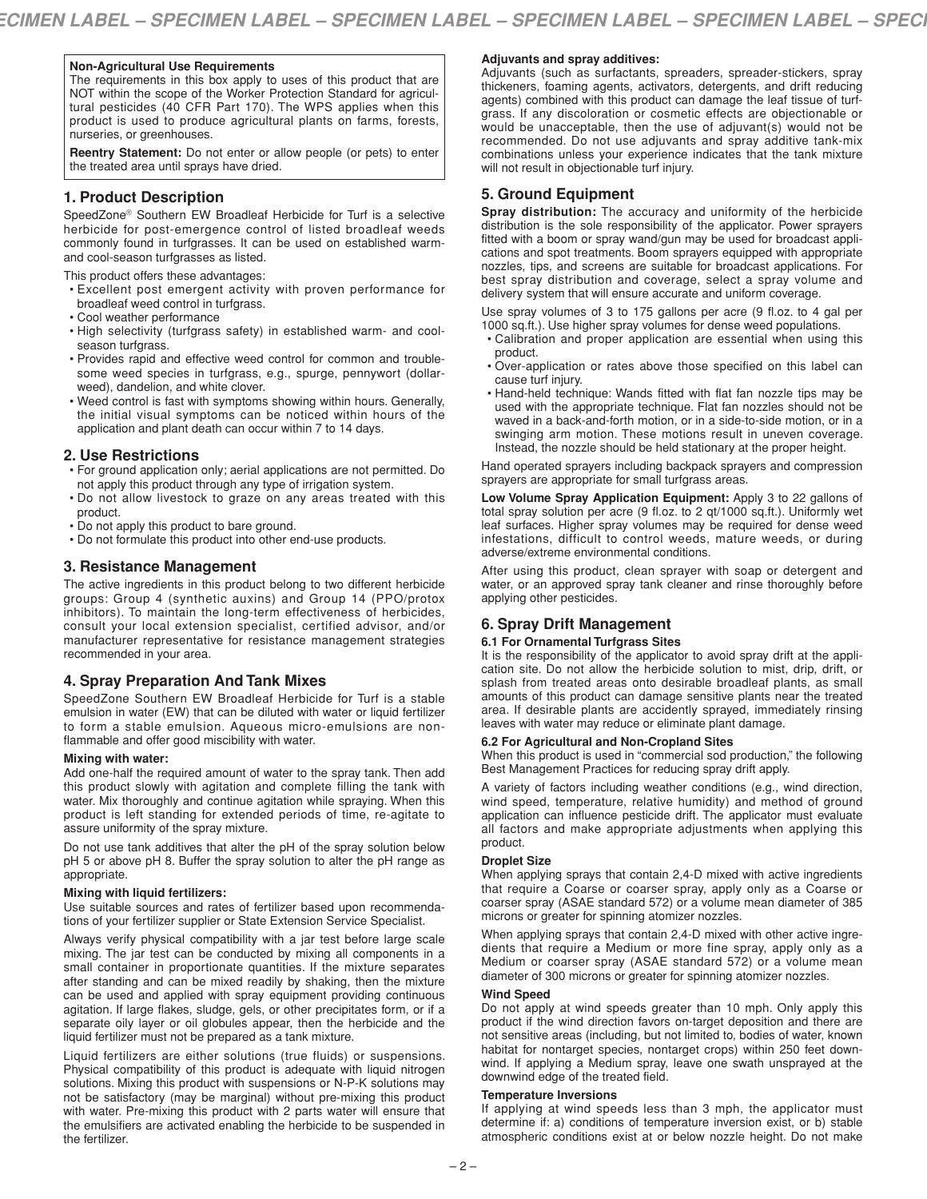**Non-Agricultural Use Requirements**

The requirements in this box apply to uses of this product that are NOT within the scope of the Worker Protection Standard for agricultural pesticides (40 CFR Part 170). The WPS applies when this product is used to produce agricultural plants on farms, forests, nurseries, or greenhouses.

**Reentry Statement:** Do not enter or allow people (or pets) to enter the treated area until sprays have dried.

## 1. Product Description

SpeedZone® Southern EW Broadleaf Herbicide for Turf is a selective herbicide for post-emergence control of listed broadleaf weeds commonly found in turfgrasses. It can be used on established warm- and cool-season turfgrasses as listed.

This product offers these advantages:

- Excellent post emergent activity with proven performance for broadleaf weed control in turfgrass.
- Cool weather performance
- High selectivity (turfgrass safety) in established warm- and cool-season turfgrass.
- Provides rapid and effective weed control for common and troublesome weed species in turfgrass, e.g., spurge, pennywort (dollarweed), dandelion, and white clover.
- Weed control is fast with symptoms showing within hours. Generally, the initial visual symptoms can be noticed within hours of the application and plant death can occur within 7 to 14 days.

## 2. Use Restrictions

- For ground application only; aerial applications are not permitted. Do not apply this product through any type of irrigation system.
- Do not allow livestock to graze on any areas treated with this product.
- Do not apply this product to bare ground.
- Do not formulate this product into other end-use products.

## 3. Resistance Management

The active ingredients in this product belong to two different herbicide groups: Group 4 (synthetic auxins) and Group 14 (PPO/protox inhibitors). To maintain the long-term effectiveness of herbicides, consult your local extension specialist, certified advisor, and/or manufacturer representative for resistance management strategies recommended in your area.

## 4. Spray Preparation And Tank Mixes

SpeedZone Southern EW Broadleaf Herbicide for Turf is a stable emulsion in water (EW) that can be diluted with water or liquid fertilizer to form a stable emulsion. Aqueous micro-emulsions are non-flammable and offer good miscibility with water.

**Mixing with water:**

Add one-half the required amount of water to the spray tank. Then add this product slowly with agitation and complete filling the tank with water. Mix thoroughly and continue agitation while spraying. When this product is left standing for extended periods of time, re-agitate to assure uniformity of the spray mixture.

Do not use tank additives that alter the pH of the spray solution below pH 5 or above pH 8. Buffer the spray solution to alter the pH range as appropriate.

**Mixing with liquid fertilizers:**

Use suitable sources and rates of fertilizer based upon recommendations of your fertilizer supplier or State Extension Service Specialist.

Always verify physical compatibility with a jar test before large scale mixing. The jar test can be conducted by mixing all components in a small container in proportionate quantities. If the mixture separates after standing and can be mixed readily by shaking, then the mixture can be used and applied with spray equipment providing continuous agitation. If large flakes, sludge, gels, or other precipitates form, or if a separate oily layer or oil globules appear, then the herbicide and the liquid fertilizer must not be prepared as a tank mixture.

Liquid fertilizers are either solutions (true fluids) or suspensions. Physical compatibility of this product is adequate with liquid nitrogen solutions. Mixing this product with suspensions or N-P-K solutions may not be satisfactory (may be marginal) without pre-mixing this product with water. Pre-mixing this product with 2 parts water will ensure that the emulsifiers are activated enabling the herbicide to be suspended in the fertilizer.

**Adjuvants and spray additives:**

Adjuvants (such as surfactants, spreaders, spreader-stickers, spray thickeners, foaming agents, activators, detergents, and drift reducing agents) combined with this product can damage the leaf tissue of turfgrass. If any discoloration or cosmetic effects are objectionable or would be unacceptable, then the use of adjuvant(s) would not be recommended. Do not use adjuvants and spray additive tank-mix combinations unless your experience indicates that the tank mixture will not result in objectionable turf injury.

## 5. Ground Equipment

**Spray distribution:** The accuracy and uniformity of the herbicide distribution is the sole responsibility of the applicator. Power sprayers fitted with a boom or spray wand/gun may be used for broadcast applications and spot treatments. Boom sprayers equipped with appropriate nozzles, tips, and screens are suitable for broadcast applications. For best spray distribution and coverage, select a spray volume and delivery system that will ensure accurate and uniform coverage.

Use spray volumes of 3 to 175 gallons per acre (9 fl.oz. to 4 gal per 1000 sq.ft.). Use higher spray volumes for dense weed populations.

- Calibration and proper application are essential when using this product.
- Over-application or rates above those specified on this label can cause turf injury.
- Hand-held technique: Wands fitted with flat fan nozzle tips may be used with the appropriate technique. Flat fan nozzles should not be waved in a back-and-forth motion, or in a side-to-side motion, or in a swinging arm motion. These motions result in uneven coverage. Instead, the nozzle should be held stationary at the proper height.

Hand operated sprayers including backpack sprayers and compression sprayers are appropriate for small turfgrass areas.

**Low Volume Spray Application Equipment:** Apply 3 to 22 gallons of total spray solution per acre (9 fl.oz. to 2 qt/1000 sq.ft.). Uniformly wet leaf surfaces. Higher spray volumes may be required for dense weed infestations, difficult to control weeds, mature weeds, or during adverse/extreme environmental conditions.

After using this product, clean sprayer with soap or detergent and water, or an approved spray tank cleaner and rinse thoroughly before applying other pesticides.

## 6. Spray Drift Management

### 6.1 For Ornamental Turfgrass Sites

It is the responsibility of the applicator to avoid spray drift at the application site. Do not allow the herbicide solution to mist, drip, drift, or splash from treated areas onto desirable broadleaf plants, as small amounts of this product can damage sensitive plants near the treated area. If desirable plants are accidently sprayed, immediately rinsing leaves with water may reduce or eliminate plant damage.

### 6.2 For Agricultural and Non-Cropland Sites

When this product is used in "commercial sod production," the following Best Management Practices for reducing spray drift apply.

A variety of factors including weather conditions (e.g., wind direction, wind speed, temperature, relative humidity) and method of ground application can influence pesticide drift. The applicator must evaluate all factors and make appropriate adjustments when applying this product.

**Droplet Size**

When applying sprays that contain 2,4-D mixed with active ingredients that require a Coarse or coarser spray, apply only as a Coarse or coarser spray (ASAE standard 572) or a volume mean diameter of 385 microns or greater for spinning atomizer nozzles.

When applying sprays that contain 2,4-D mixed with other active ingredients that require a Medium or more fine spray, apply only as a Medium or coarser spray (ASAE standard 572) or a volume mean diameter of 300 microns or greater for spinning atomizer nozzles.

**Wind Speed**

Do not apply at wind speeds greater than 10 mph. Only apply this product if the wind direction favors on-target deposition and there are not sensitive areas (including, but not limited to, bodies of water, known habitat for nontarget species, nontarget crops) within 250 feet downwind. If applying a Medium spray, leave one swath unsprayed at the downwind edge of the treated field.

**Temperature Inversions**

If applying at wind speeds less than 3 mph, the applicator must determine if: a) conditions of temperature inversion exist, or b) stable atmospheric conditions exist at or below nozzle height. Do not make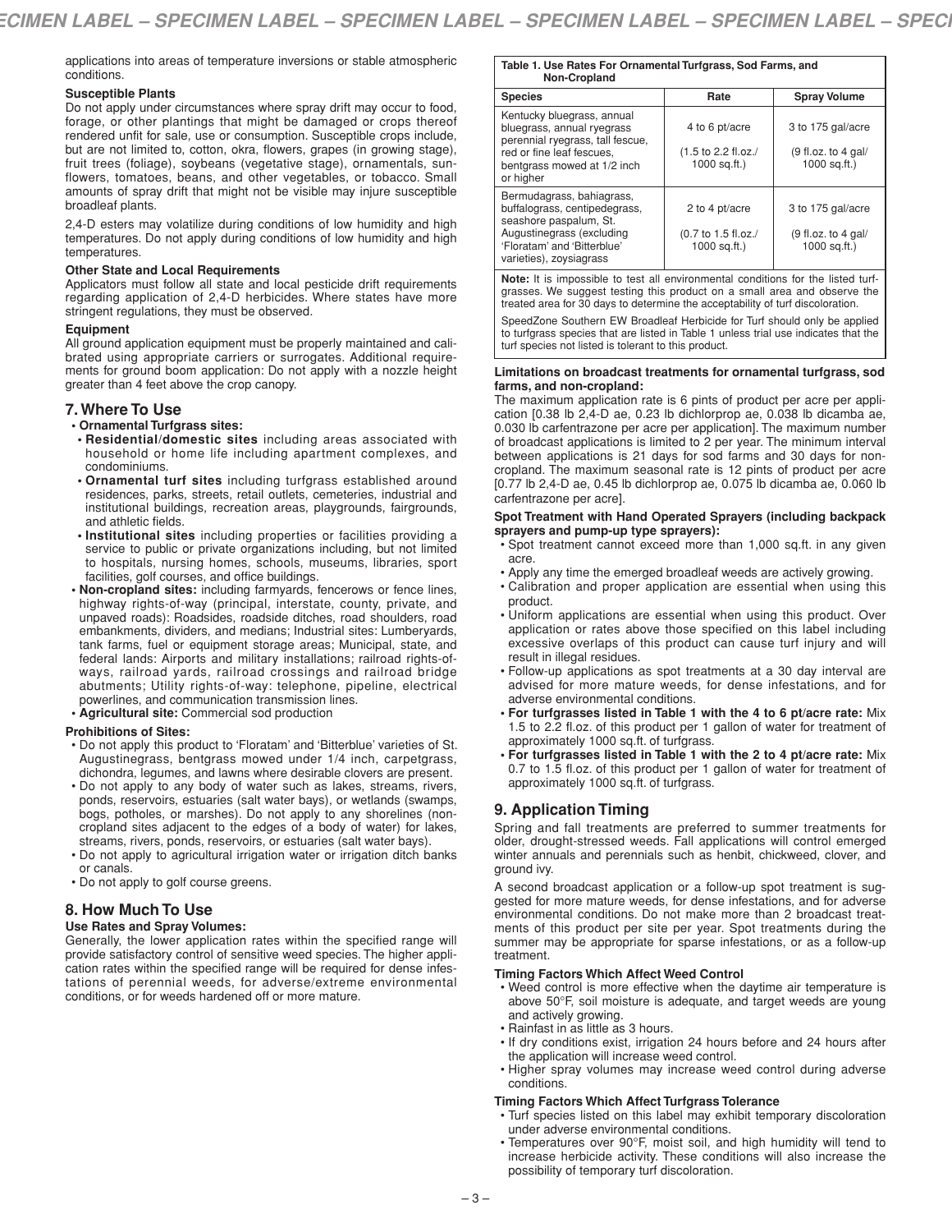applications into areas of temperature inversions or stable atmospheric conditions.

**Susceptible Plants**

Do not apply under circumstances where spray drift may occur to food, forage, or other plantings that might be damaged or crops thereof rendered unfit for sale, use or consumption. Susceptible crops include, but are not limited to, cotton, okra, flowers, grapes (in growing stage), fruit trees (foliage), soybeans (vegetative stage), ornamentals, sunflowers, tomatoes, beans, and other vegetables, or tobacco. Small amounts of spray drift that might not be visible may injure susceptible broadleaf plants.

2,4-D esters may volatilize during conditions of low humidity and high temperatures. Do not apply during conditions of low humidity and high temperatures.

**Other State and Local Requirements**

Applicators must follow all state and local pesticide drift requirements regarding application of 2,4-D herbicides. Where states have more stringent regulations, they must be observed.

**Equipment**

All ground application equipment must be properly maintained and calibrated using appropriate carriers or surrogates. Additional requirements for ground boom application: Do not apply with a nozzle height greater than 4 feet above the crop canopy.

## 7. Where To Use

- **Ornamental Turfgrass sites:**
  - **Residential/domestic sites** including areas associated with household or home life including apartment complexes, and condominiums.
  - **Ornamental turf sites** including turfgrass established around residences, parks, streets, retail outlets, cemeteries, industrial and institutional buildings, recreation areas, playgrounds, fairgrounds, and athletic fields.
  - **Institutional sites** including properties or facilities providing a service to public or private organizations including, but not limited to hospitals, nursing homes, schools, museums, libraries, sport facilities, golf courses, and office buildings.
- **Non-cropland sites:** including farmyards, fencerows or fence lines, highway rights-of-way (principal, interstate, county, private, and unpaved roads): Roadsides, roadside ditches, road shoulders, road embankments, dividers, and medians; Industrial sites: Lumberyards, tank farms, fuel or equipment storage areas; Municipal, state, and federal lands: Airports and military installations; railroad rights-of-ways, railroad yards, railroad crossings and railroad bridge abutments; Utility rights-of-way: telephone, pipeline, electrical powerlines, and communication transmission lines.
- **Agricultural site:** Commercial sod production

**Prohibitions of Sites:**

- Do not apply this product to 'Floratam' and 'Bitterblue' varieties of St. Augustinegrass, bentgrass mowed under 1/4 inch, carpetgrass, dichondra, legumes, and lawns where desirable clovers are present.
- Do not apply to any body of water such as lakes, streams, rivers, ponds, reservoirs, estuaries (salt water bays), or wetlands (swamps, bogs, potholes, or marshes). Do not apply to any shorelines (non-cropland sites adjacent to the edges of a body of water) for lakes, streams, rivers, ponds, reservoirs, or estuaries (salt water bays).
- Do not apply to agricultural irrigation water or irrigation ditch banks or canals.
- Do not apply to golf course greens.

## 8. How Much To Use

**Use Rates and Spray Volumes:**

Generally, the lower application rates within the specified range will provide satisfactory control of sensitive weed species. The higher application rates within the specified range will be required for dense infestations of perennial weeds, for adverse/extreme environmental conditions, or for weeds hardened off or more mature.

**Table 1. Use Rates For Ornamental Turfgrass, Sod Farms, and Non-Cropland**

| Species | Rate | Spray Volume |
|---|---|---|
| Kentucky bluegrass, annual bluegrass, annual ryegrass perennial ryegrass, tall fescue, red or fine leaf fescues, bentgrass mowed at 1/2 inch or higher | 4 to 6 pt/acre (1.5 to 2.2 fl.oz./ 1000 sq.ft.) | 3 to 175 gal/acre (9 fl.oz. to 4 gal/ 1000 sq.ft.) |
| Bermudagrass, bahiagrass, buffalograss, centipedegrass, seashore paspalum, St. Augustinegrass (excluding 'Floratam' and 'Bitterblue' varieties), zoysiagrass | 2 to 4 pt/acre (0.7 to 1.5 fl.oz./ 1000 sq.ft.) | 3 to 175 gal/acre (9 fl.oz. to 4 gal/ 1000 sq.ft.) |

**Note:** It is impossible to test all environmental conditions for the listed turfgrasses. We suggest testing this product on a small area and observe the treated area for 30 days to determine the acceptability of turf discoloration.

SpeedZone Southern EW Broadleaf Herbicide for Turf should only be applied to turfgrass species that are listed in Table 1 unless trial use indicates that the turf species not listed is tolerant to this product.

**Limitations on broadcast treatments for ornamental turfgrass, sod farms, and non-cropland:**

The maximum application rate is 6 pints of product per acre per application [0.38 lb 2,4-D ae, 0.23 lb dichlorprop ae, 0.038 lb dicamba ae, 0.030 lb carfentrazone per acre per application]. The maximum number of broadcast applications is limited to 2 per year. The minimum interval between applications is 21 days for sod farms and 30 days for non-cropland. The maximum seasonal rate is 12 pints of product per acre [0.77 lb 2,4-D ae, 0.45 lb dichlorprop ae, 0.075 lb dicamba ae, 0.060 lb carfentrazone per acre].

**Spot Treatment with Hand Operated Sprayers (including backpack sprayers and pump-up type sprayers):**

- Spot treatment cannot exceed more than 1,000 sq.ft. in any given acre.
- Apply any time the emerged broadleaf weeds are actively growing.
- Calibration and proper application are essential when using this product.
- Uniform applications are essential when using this product. Over application or rates above those specified on this label including excessive overlaps of this product can cause turf injury and will result in illegal residues.
- Follow-up applications as spot treatments at a 30 day interval are advised for more mature weeds, for dense infestations, and for adverse environmental conditions.
- **For turfgrasses listed in Table 1 with the 4 to 6 pt/acre rate:** Mix 1.5 to 2.2 fl.oz. of this product per 1 gallon of water for treatment of approximately 1000 sq.ft. of turfgrass.
- **For turfgrasses listed in Table 1 with the 2 to 4 pt/acre rate:** Mix 0.7 to 1.5 fl.oz. of this product per 1 gallon of water for treatment of approximately 1000 sq.ft. of turfgrass.

## 9. Application Timing

Spring and fall treatments are preferred to summer treatments for older, drought-stressed weeds. Fall applications will control emerged winter annuals and perennials such as henbit, chickweed, clover, and ground ivy.

A second broadcast application or a follow-up spot treatment is suggested for more mature weeds, for dense infestations, and for adverse environmental conditions. Do not make more than 2 broadcast treatments of this product per site per year. Spot treatments during the summer may be appropriate for sparse infestations, or as a follow-up treatment.

**Timing Factors Which Affect Weed Control**

- Weed control is more effective when the daytime air temperature is above 50°F, soil moisture is adequate, and target weeds are young and actively growing.
- Rainfast in as little as 3 hours.
- If dry conditions exist, irrigation 24 hours before and 24 hours after the application will increase weed control.
- Higher spray volumes may increase weed control during adverse conditions.

**Timing Factors Which Affect Turfgrass Tolerance**

- Turf species listed on this label may exhibit temporary discoloration under adverse environmental conditions.
- Temperatures over 90°F, moist soil, and high humidity will tend to increase herbicide activity. These conditions will also increase the possibility of temporary turf discoloration.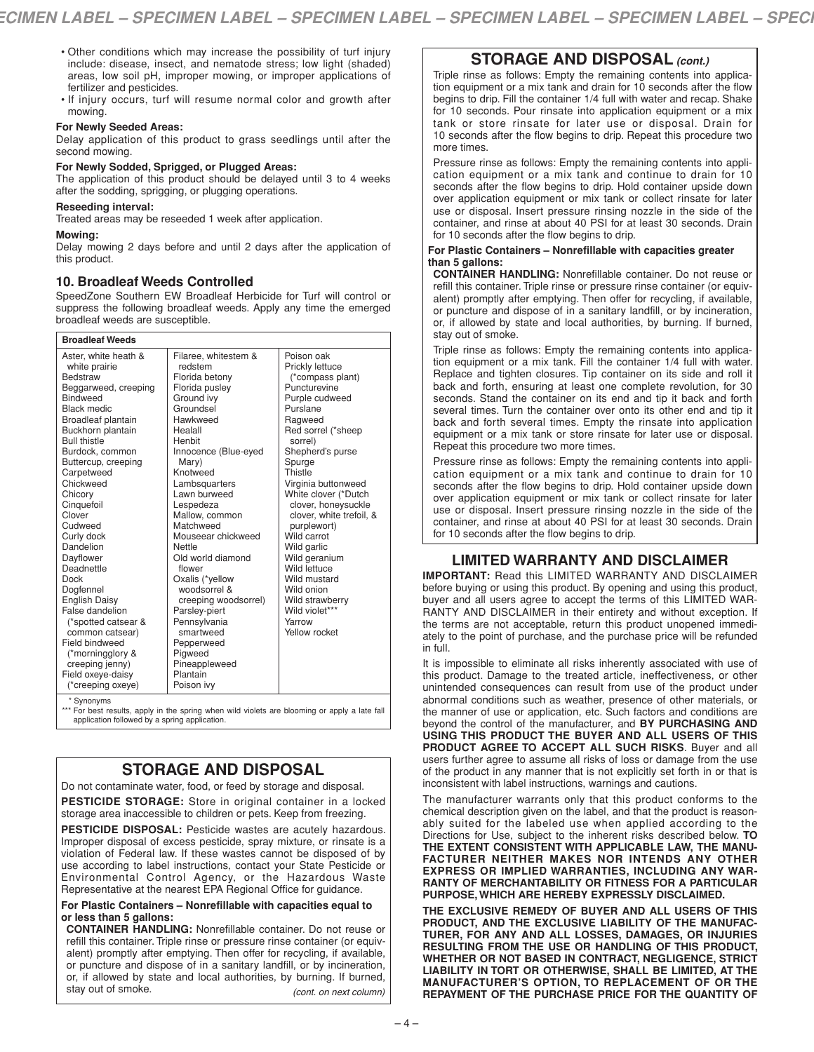- Other conditions which may increase the possibility of turf injury include: disease, insect, and nematode stress; low light (shaded) areas, low soil pH, improper mowing, or improper applications of fertilizer and pesticides.
- If injury occurs, turf will resume normal color and growth after mowing.

**For Newly Seeded Areas:**
Delay application of this product to grass seedlings until after the second mowing.

**For Newly Sodded, Sprigged, or Plugged Areas:**
The application of this product should be delayed until 3 to 4 weeks after the sodding, sprigging, or plugging operations.

**Reseeding interval:**
Treated areas may be reseeded 1 week after application.

**Mowing:**
Delay mowing 2 days before and until 2 days after the application of this product.

## 10. Broadleaf Weeds Controlled

SpeedZone Southern EW Broadleaf Herbicide for Turf will control or suppress the following broadleaf weeds. Apply any time the emerged broadleaf weeds are susceptible.

| Broadleaf Weeds | | |
|---|---|---|
| Aster, white heath & white prairie | Filaree, whitestem & redstem | Poison oak |
| Bedstraw | Florida betony | Prickly lettuce (*compass plant) |
| Beggarweed, creeping | Florida pusley | Puncturevine |
| Bindweed | Ground ivy | Purple cudweed |
| Black medic | Groundsel | Purslane |
| Broadleaf plantain | Hawkweed | Ragweed |
| Buckhorn plantain | Healall | Red sorrel (*sheep sorrel) |
| Bull thistle | Henbit | Shepherd's purse |
| Burdock, common | Innocence (Blue-eyed Mary) | Spurge |
| Buttercup, creeping | Knotweed | Thistle |
| Carpetweed | Lambsquarters | Virginia buttonweed |
| Chickweed | Lawn burweed | White clover (*Dutch clover, honeysuckle clover, white trefoil, & purplewort) |
| Chicory | Lespedeza | Wild carrot |
| Cinquefoil | Mallow, common | Wild garlic |
| Clover | Matchweed | Wild geranium |
| Cudweed | Mouseear chickweed | Wild lettuce |
| Curly dock | Nettle | Wild mustard |
| Dandelion | Old world diamond flower | Wild onion |
| Dayflower | Oxalis (*yellow woodsorrel & creeping woodsorrel) | Wild strawberry |
| Deadnettle | Parsley-piert | Wild violet*** |
| Dock | Pennsylvania smartweed | Yarrow |
| Dogfennel | Pepperweed | Yellow rocket |
| English Daisy | Pigweed | |
| False dandelion (*spotted catsear & common catsear) | Pineappleweed | |
| Field bindweed (*morningglory & creeping jenny) | Plantain | |
| Field oxeye-daisy (*creeping oxeye) | Poison ivy | |

\* Synonyms
*** For best results, apply in the spring when wild violets are blooming or apply a late fall application followed by a spring application.

## STORAGE AND DISPOSAL

Do not contaminate water, food, or feed by storage and disposal.

**PESTICIDE STORAGE:** Store in original container in a locked storage area inaccessible to children or pets. Keep from freezing.

**PESTICIDE DISPOSAL:** Pesticide wastes are acutely hazardous. Improper disposal of excess pesticide, spray mixture, or rinsate is a violation of Federal law. If these wastes cannot be disposed of by use according to label instructions, contact your State Pesticide or Environmental Control Agency, or the Hazardous Waste Representative at the nearest EPA Regional Office for guidance.

**For Plastic Containers – Nonrefillable with capacities equal to or less than 5 gallons:**
**CONTAINER HANDLING:** Nonrefillable container. Do not reuse or refill this container. Triple rinse or pressure rinse container (or equivalent) promptly after emptying. Then offer for recycling, if available, or puncture and dispose of in a sanitary landfill, or by incineration, or, if allowed by state and local authorities, by burning. If burned, stay out of smoke.

Triple rinse as follows: Empty the remaining contents into application equipment or a mix tank and drain for 10 seconds after the flow begins to drip. Fill the container 1/4 full with water and recap. Shake for 10 seconds. Pour rinsate into application equipment or a mix tank or store rinsate for later use or disposal. Drain for 10 seconds after the flow begins to drip. Repeat this procedure two more times.

Pressure rinse as follows: Empty the remaining contents into application equipment or a mix tank and continue to drain for 10 seconds after the flow begins to drip. Hold container upside down over application equipment or mix tank or collect rinsate for later use or disposal. Insert pressure rinsing nozzle in the side of the container, and rinse at about 40 PSI for at least 30 seconds. Drain for 10 seconds after the flow begins to drip.

**For Plastic Containers – Nonrefillable with capacities greater than 5 gallons:**
**CONTAINER HANDLING:** Nonrefillable container. Do not reuse or refill this container. Triple rinse or pressure rinse container (or equivalent) promptly after emptying. Then offer for recycling, if available, or puncture and dispose of in a sanitary landfill, or by incineration, or, if allowed by state and local authorities, by burning. If burned, stay out of smoke.

Triple rinse as follows: Empty the remaining contents into application equipment or a mix tank. Fill the container 1/4 full with water. Replace and tighten closures. Tip container on its side and roll it back and forth, ensuring at least one complete revolution, for 30 seconds. Stand the container on its end and tip it back and forth several times. Turn the container over onto its other end and tip it back and forth several times. Empty the rinsate into application equipment or a mix tank or store rinsate for later use or disposal. Repeat this procedure two more times.

Pressure rinse as follows: Empty the remaining contents into application equipment or a mix tank and continue to drain for 10 seconds after the flow begins to drip. Hold container upside down over application equipment or mix tank or collect rinsate for later use or disposal. Insert pressure rinsing nozzle in the side of the container, and rinse at about 40 PSI for at least 30 seconds. Drain for 10 seconds after the flow begins to drip.

## LIMITED WARRANTY AND DISCLAIMER

**IMPORTANT:** Read this LIMITED WARRANTY AND DISCLAIMER before buying or using this product. By opening and using this product, buyer and all users agree to accept the terms of this LIMITED WARRANTY AND DISCLAIMER in their entirety and without exception. If the terms are not acceptable, return this product unopened immediately to the point of purchase, and the purchase price will be refunded in full.

It is impossible to eliminate all risks inherently associated with use of this product. Damage to the treated article, ineffectiveness, or other unintended consequences can result from use of the product under abnormal conditions such as weather, presence of other materials, or the manner of use or application, etc. Such factors and conditions are beyond the control of the manufacturer, and **BY PURCHASING AND USING THIS PRODUCT THE BUYER AND ALL USERS OF THIS PRODUCT AGREE TO ACCEPT ALL SUCH RISKS**. Buyer and all users further agree to assume all risks of loss or damage from the use of the product in any manner that is not explicitly set forth in or that is inconsistent with label instructions, warnings and cautions.

The manufacturer warrants only that this product conforms to the chemical description given on the label, and that the product is reasonably suited for the labeled use when applied according to the Directions for Use, subject to the inherent risks described below. **TO THE EXTENT CONSISTENT WITH APPLICABLE LAW, THE MANUFACTURER NEITHER MAKES NOR INTENDS ANY OTHER EXPRESS OR IMPLIED WARRANTIES, INCLUDING ANY WARRANTY OF MERCHANTABILITY OR FITNESS FOR A PARTICULAR PURPOSE, WHICH ARE HEREBY EXPRESSLY DISCLAIMED.**

**THE EXCLUSIVE REMEDY OF BUYER AND ALL USERS OF THIS PRODUCT, AND THE EXCLUSIVE LIABILITY OF THE MANUFACTURER, FOR ANY AND ALL LOSSES, DAMAGES, OR INJURIES RESULTING FROM THE USE OR HANDLING OF THIS PRODUCT, WHETHER OR NOT BASED IN CONTRACT, NEGLIGENCE, STRICT LIABILITY IN TORT OR OTHERWISE, SHALL BE LIMITED, AT THE MANUFACTURER'S OPTION, TO REPLACEMENT OF OR THE REPAYMENT OF THE PURCHASE PRICE FOR THE QUANTITY OF**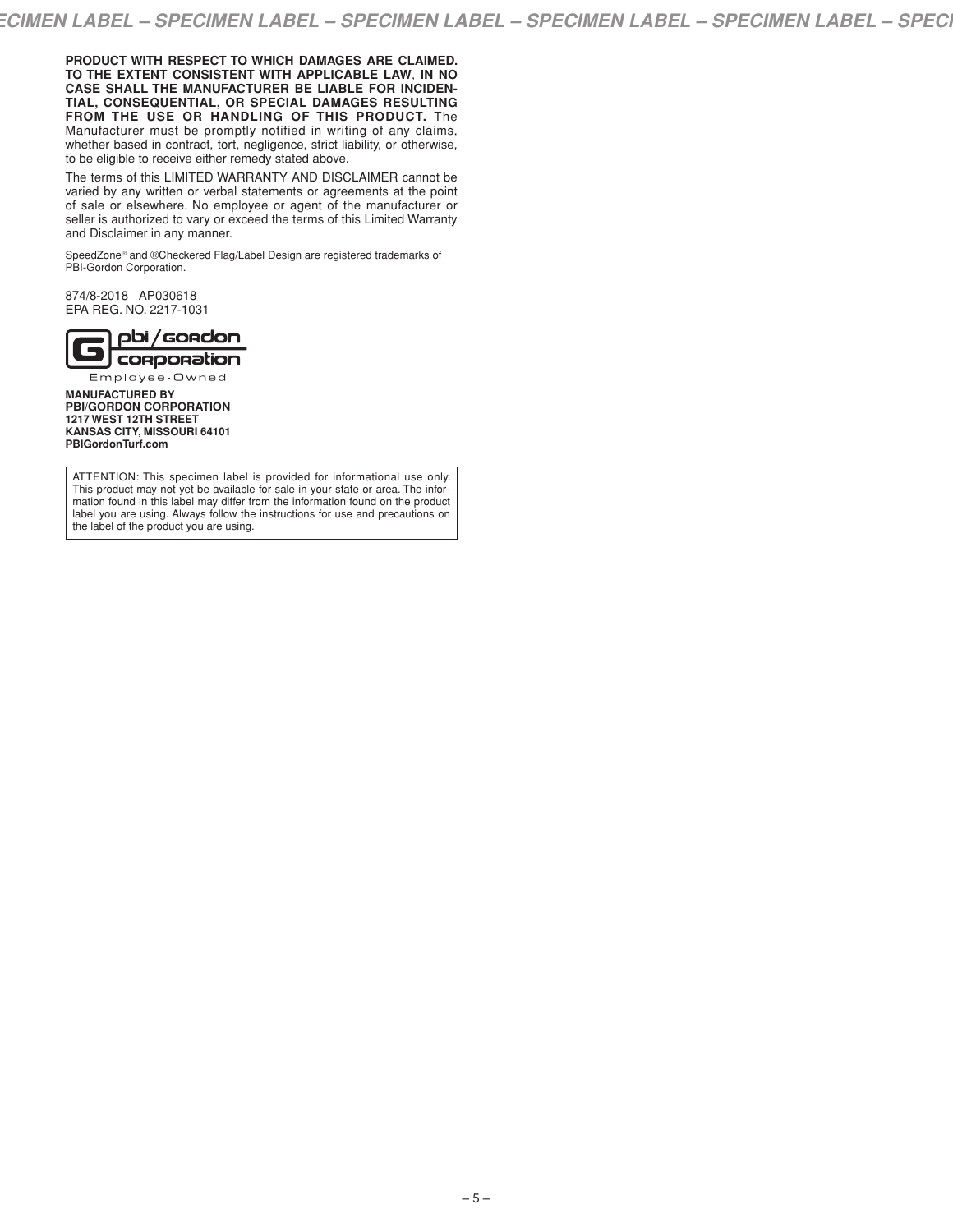**PRODUCT WITH RESPECT TO WHICH DAMAGES ARE CLAIMED. TO THE EXTENT CONSISTENT WITH APPLICABLE LAW, IN NO CASE SHALL THE MANUFACTURER BE LIABLE FOR INCIDENTIAL, CONSEQUENTIAL, OR SPECIAL DAMAGES RESULTING FROM THE USE OR HANDLING OF THIS PRODUCT.** The Manufacturer must be promptly notified in writing of any claims, whether based in contract, tort, negligence, strict liability, or otherwise, to be eligible to receive either remedy stated above.

The terms of this LIMITED WARRANTY AND DISCLAIMER cannot be varied by any written or verbal statements or agreements at the point of sale or elsewhere. No employee or agent of the manufacturer or seller is authorized to vary or exceed the terms of this Limited Warranty and Disclaimer in any manner.

SpeedZone® and ®Checkered Flag/Label Design are registered trademarks of PBI-Gordon Corporation.

874/8-2018 AP030618
EPA REG. NO. 2217-1031

pbi/gordon corporation
Employee-Owned

**MANUFACTURED BY**
**PBI/GORDON CORPORATION**
**1217 WEST 12TH STREET**
**KANSAS CITY, MISSOURI 64101**
**PBIGordonTurf.com**

ATTENTION: This specimen label is provided for informational use only. This product may not yet be available for sale in your state or area. The information found in this label may differ from the information found on the product label you are using. Always follow the instructions for use and precautions on the label of the product you are using.